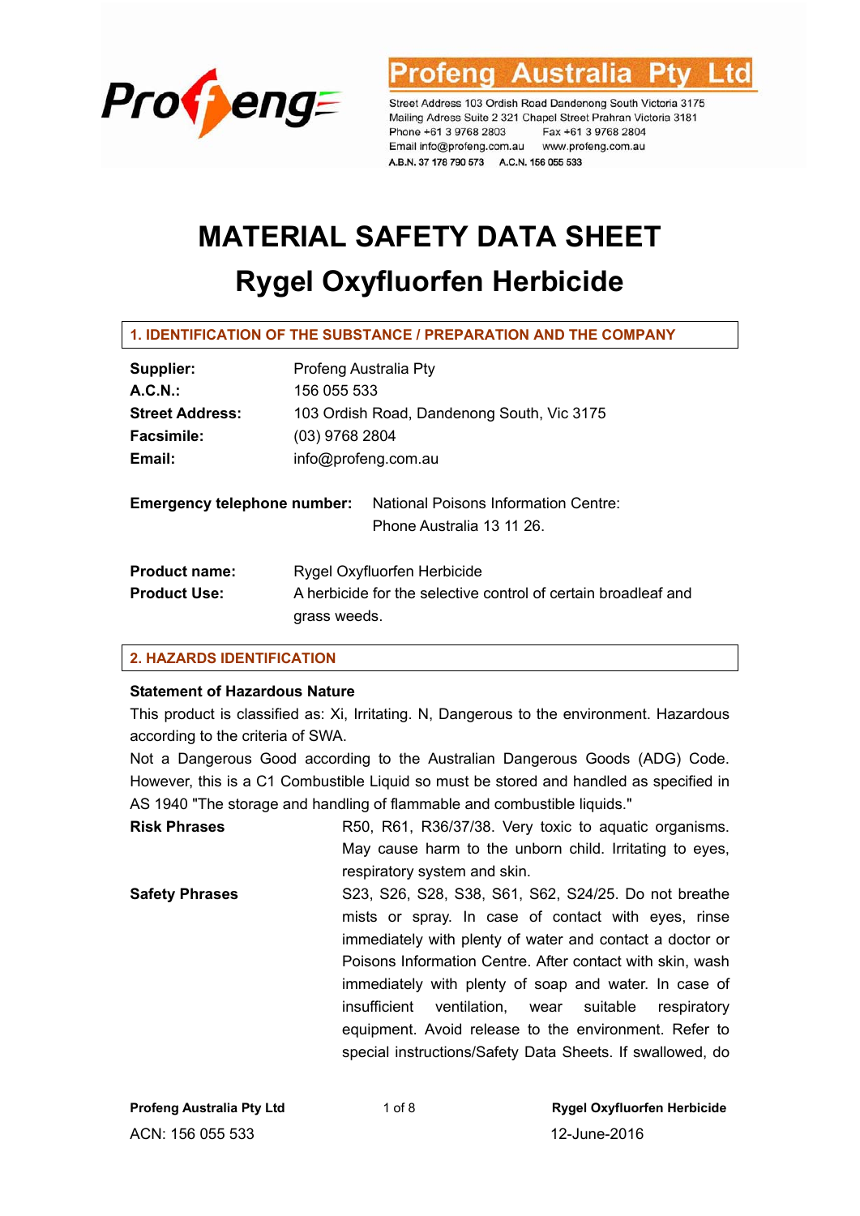Profeng Australia Pty Ltd

Street Address 103 Ordish Road Dandenong South Victoria 3175
Mailing Adress Suite 2 321 Chapel Street Prahran Victoria 3181
Phone +61 3 9768 2803 Fax +61 3 9768 2804
Email info@profeng.com.au www.profeng.com.au
A.B.N. 37 178 790 573 A.C.N. 156 055 533

# MATERIAL SAFETY DATA SHEET

# Rygel Oxyfluorfen Herbicide

## 1. IDENTIFICATION OF THE SUBSTANCE / PREPARATION AND THE COMPANY

| | |
|---|---|
| **Supplier:** | Profeng Australia Pty |
| **A.C.N.:** | 156 055 533 |
| **Street Address:** | 103 Ordish Road, Dandenong South, Vic 3175 |
| **Facsimile:** | (03) 9768 2804 |
| **Email:** | info@profeng.com.au |

**Emergency telephone number:** National Poisons Information Centre: Phone Australia 13 11 26.

| | |
|---|---|
| **Product name:** | Rygel Oxyfluorfen Herbicide |
| **Product Use:** | A herbicide for the selective control of certain broadleaf and grass weeds. |

## 2. HAZARDS IDENTIFICATION

**Statement of Hazardous Nature**

This product is classified as: Xi, Irritating. N, Dangerous to the environment. Hazardous according to the criteria of SWA.

Not a Dangerous Good according to the Australian Dangerous Goods (ADG) Code. However, this is a C1 Combustible Liquid so must be stored and handled as specified in AS 1940 "The storage and handling of flammable and combustible liquids."

| | |
|---|---|
| **Risk Phrases** | R50, R61, R36/37/38. Very toxic to aquatic organisms. May cause harm to the unborn child. Irritating to eyes, respiratory system and skin. |
| **Safety Phrases** | S23, S26, S28, S38, S61, S62, S24/25. Do not breathe mists or spray. In case of contact with eyes, rinse immediately with plenty of water and contact a doctor or Poisons Information Centre. After contact with skin, wash immediately with plenty of soap and water. In case of insufficient ventilation, wear suitable respiratory equipment. Avoid release to the environment. Refer to special instructions/Safety Data Sheets. If swallowed, do |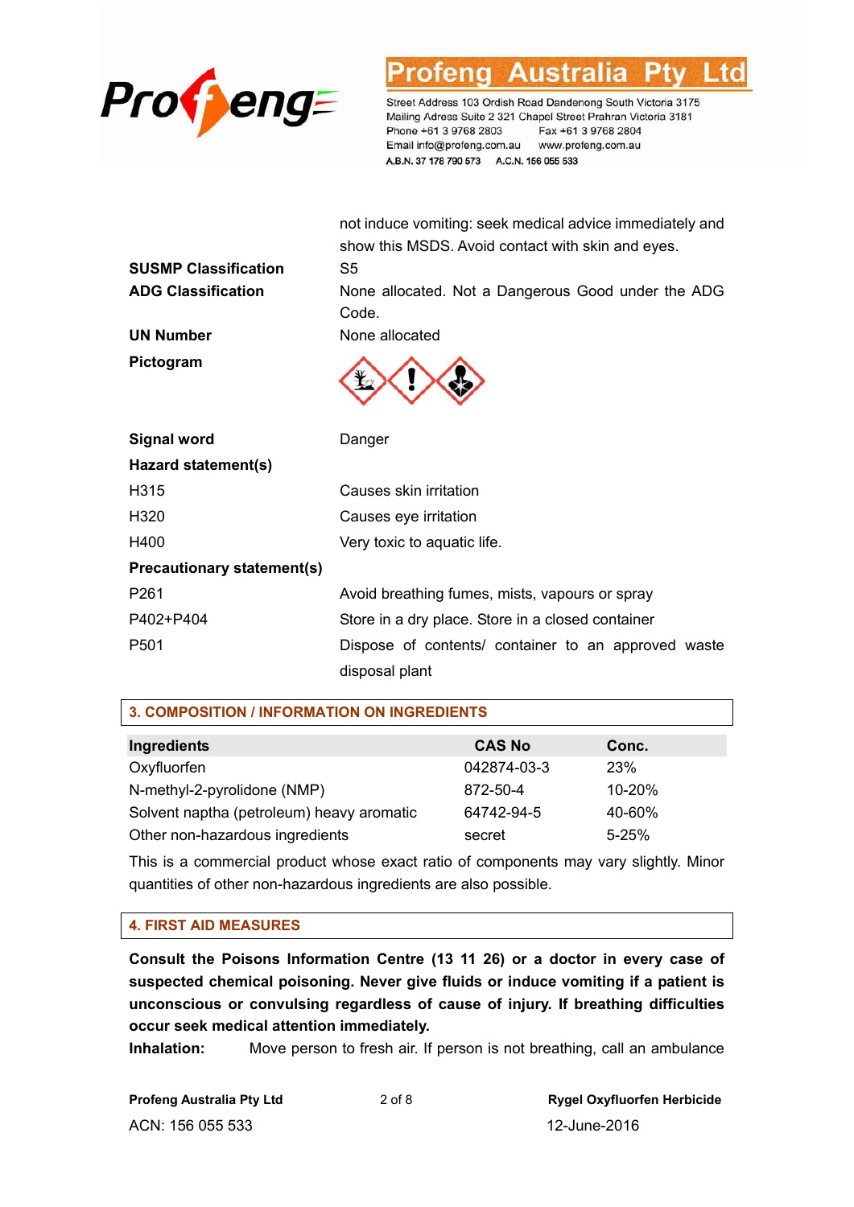| | |
|---|---|
| | not induce vomiting: seek medical advice immediately and show this MSDS. Avoid contact with skin and eyes. |
| **SUSMP Classification** | S5 |
| **ADG Classification** | None allocated. Not a Dangerous Good under the ADG Code. |
| **UN Number** | None allocated |
| **Pictogram** | |
| **Signal word** | Danger |
| **Hazard statement(s)** | |
| H315 | Causes skin irritation |
| H320 | Causes eye irritation |
| H400 | Very toxic to aquatic life. |
| **Precautionary statement(s)** | |
| P261 | Avoid breathing fumes, mists, vapours or spray |
| P402+P404 | Store in a dry place. Store in a closed container |
| P501 | Dispose of contents/ container to an approved waste disposal plant |

## 3. COMPOSITION / INFORMATION ON INGREDIENTS

| Ingredients | CAS No | Conc. |
|---|---|---|
| Oxyfluorfen | 042874-03-3 | 23% |
| N-methyl-2-pyrolidone (NMP) | 872-50-4 | 10-20% |
| Solvent naptha (petroleum) heavy aromatic | 64742-94-5 | 40-60% |
| Other non-hazardous ingredients | secret | 5-25% |

This is a commercial product whose exact ratio of components may vary slightly. Minor quantities of other non-hazardous ingredients are also possible.

## 4. FIRST AID MEASURES

**Consult the Poisons Information Centre (13 11 26) or a doctor in every case of suspected chemical poisoning. Never give fluids or induce vomiting if a patient is unconscious or convulsing regardless of cause of injury. If breathing difficulties occur seek medical attention immediately.**

**Inhalation:** Move person to fresh air. If person is not breathing, call an ambulance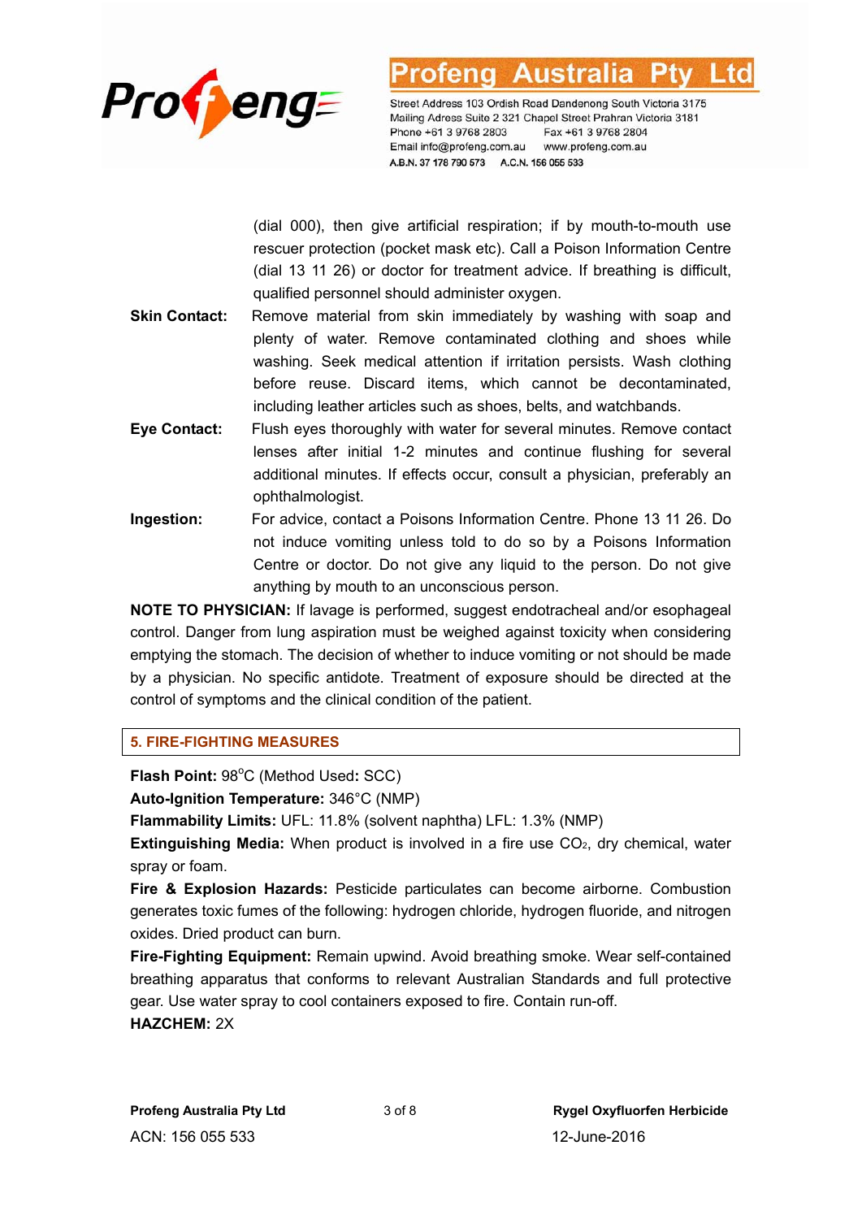(dial 000), then give artificial respiration; if by mouth-to-mouth use rescuer protection (pocket mask etc). Call a Poison Information Centre (dial 13 11 26) or doctor for treatment advice. If breathing is difficult, qualified personnel should administer oxygen.

**Skin Contact:** Remove material from skin immediately by washing with soap and plenty of water. Remove contaminated clothing and shoes while washing. Seek medical attention if irritation persists. Wash clothing before reuse. Discard items, which cannot be decontaminated, including leather articles such as shoes, belts, and watchbands.

**Eye Contact:** Flush eyes thoroughly with water for several minutes. Remove contact lenses after initial 1-2 minutes and continue flushing for several additional minutes. If effects occur, consult a physician, preferably an ophthalmologist.

**Ingestion:** For advice, contact a Poisons Information Centre. Phone 13 11 26. Do not induce vomiting unless told to do so by a Poisons Information Centre or doctor. Do not give any liquid to the person. Do not give anything by mouth to an unconscious person.

**NOTE TO PHYSICIAN:** If lavage is performed, suggest endotracheal and/or esophageal control. Danger from lung aspiration must be weighed against toxicity when considering emptying the stomach. The decision of whether to induce vomiting or not should be made by a physician. No specific antidote. Treatment of exposure should be directed at the control of symptoms and the clinical condition of the patient.

## 5. FIRE-FIGHTING MEASURES

**Flash Point:** 98°C (Method Used**:** SCC)

**Auto-Ignition Temperature:** 346°C (NMP)

**Flammability Limits:** UFL: 11.8% (solvent naphtha) LFL: 1.3% (NMP)

**Extinguishing Media:** When product is involved in a fire use $CO_2$, dry chemical, water spray or foam.

**Fire & Explosion Hazards:** Pesticide particulates can become airborne. Combustion generates toxic fumes of the following: hydrogen chloride, hydrogen fluoride, and nitrogen oxides. Dried product can burn.

**Fire-Fighting Equipment:** Remain upwind. Avoid breathing smoke. Wear self-contained breathing apparatus that conforms to relevant Australian Standards and full protective gear. Use water spray to cool containers exposed to fire. Contain run-off.

**HAZCHEM:** 2X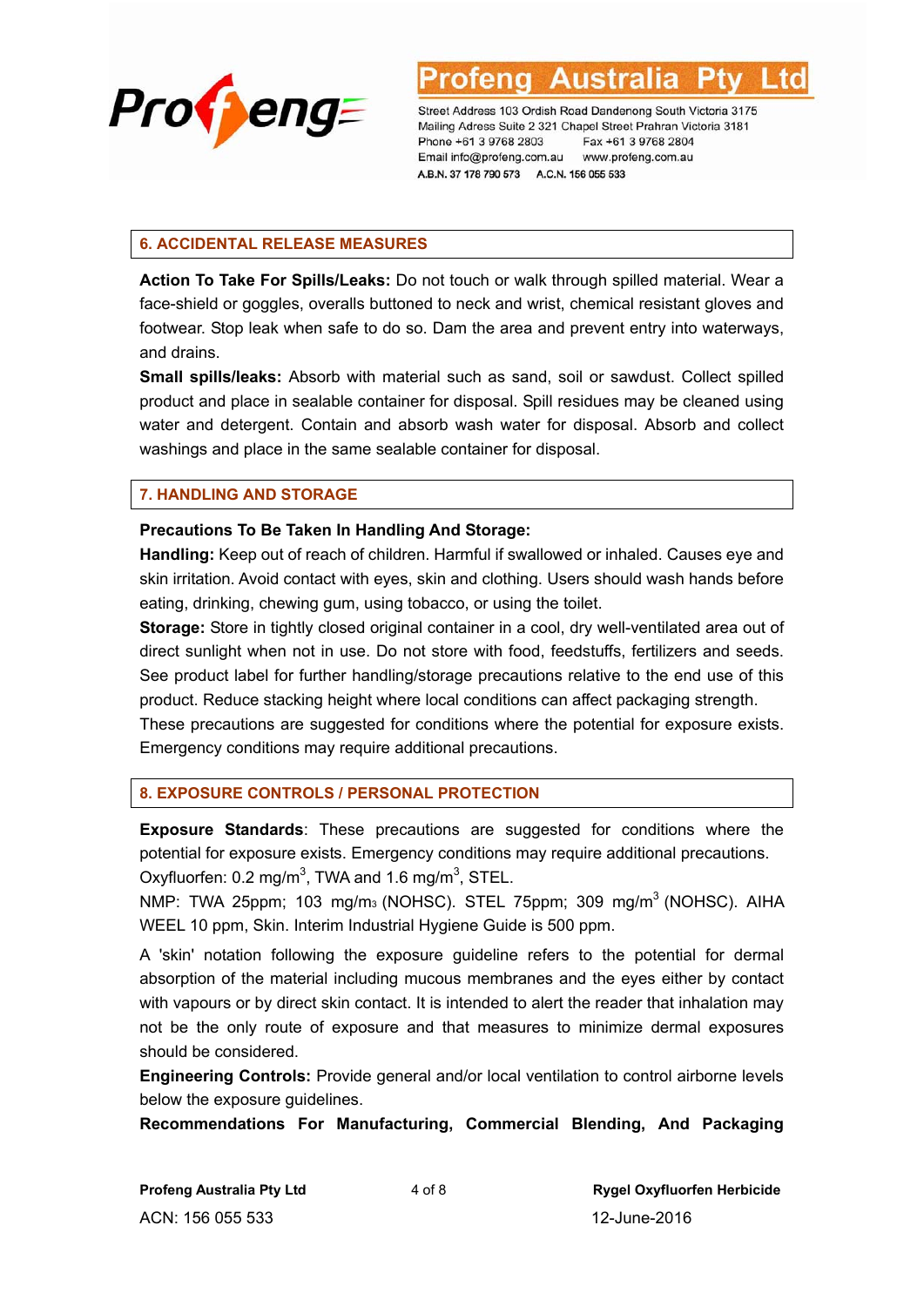## 6. ACCIDENTAL RELEASE MEASURES

**Action To Take For Spills/Leaks:** Do not touch or walk through spilled material. Wear a face-shield or goggles, overalls buttoned to neck and wrist, chemical resistant gloves and footwear. Stop leak when safe to do so. Dam the area and prevent entry into waterways, and drains.

**Small spills/leaks:** Absorb with material such as sand, soil or sawdust. Collect spilled product and place in sealable container for disposal. Spill residues may be cleaned using water and detergent. Contain and absorb wash water for disposal. Absorb and collect washings and place in the same sealable container for disposal.

## 7. HANDLING AND STORAGE

**Precautions To Be Taken In Handling And Storage:**

**Handling:** Keep out of reach of children. Harmful if swallowed or inhaled. Causes eye and skin irritation. Avoid contact with eyes, skin and clothing. Users should wash hands before eating, drinking, chewing gum, using tobacco, or using the toilet.

**Storage:** Store in tightly closed original container in a cool, dry well-ventilated area out of direct sunlight when not in use. Do not store with food, feedstuffs, fertilizers and seeds. See product label for further handling/storage precautions relative to the end use of this product. Reduce stacking height where local conditions can affect packaging strength.

These precautions are suggested for conditions where the potential for exposure exists. Emergency conditions may require additional precautions.

## 8. EXPOSURE CONTROLS / PERSONAL PROTECTION

**Exposure Standards**: These precautions are suggested for conditions where the potential for exposure exists. Emergency conditions may require additional precautions.

Oxyfluorfen: 0.2 mg/$m^3$, TWA and 1.6 mg/$m^3$, STEL.

NMP: TWA 25ppm; 103 mg/$m_3$ (NOHSC). STEL 75ppm; 309 mg/$m^3$ (NOHSC). AIHA WEEL 10 ppm, Skin. Interim Industrial Hygiene Guide is 500 ppm.

A 'skin' notation following the exposure guideline refers to the potential for dermal absorption of the material including mucous membranes and the eyes either by contact with vapours or by direct skin contact. It is intended to alert the reader that inhalation may not be the only route of exposure and that measures to minimize dermal exposures should be considered.

**Engineering Controls:** Provide general and/or local ventilation to control airborne levels below the exposure guidelines.

**Recommendations For Manufacturing, Commercial Blending, And Packaging**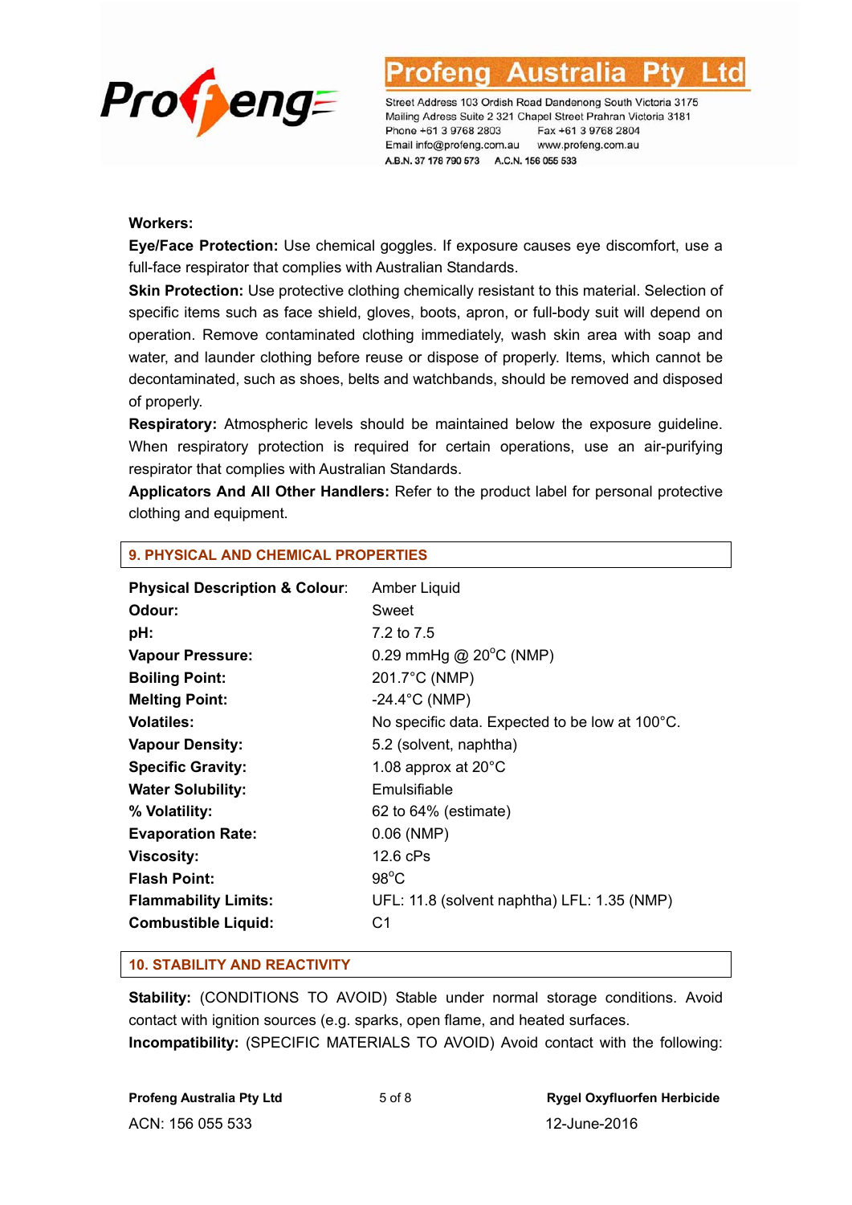**Workers:**

**Eye/Face Protection:** Use chemical goggles. If exposure causes eye discomfort, use a full-face respirator that complies with Australian Standards.

**Skin Protection:** Use protective clothing chemically resistant to this material. Selection of specific items such as face shield, gloves, boots, apron, or full-body suit will depend on operation. Remove contaminated clothing immediately, wash skin area with soap and water, and launder clothing before reuse or dispose of properly. Items, which cannot be decontaminated, such as shoes, belts and watchbands, should be removed and disposed of properly.

**Respiratory:** Atmospheric levels should be maintained below the exposure guideline. When respiratory protection is required for certain operations, use an air-purifying respirator that complies with Australian Standards.

**Applicators And All Other Handlers:** Refer to the product label for personal protective clothing and equipment.

## 9. PHYSICAL AND CHEMICAL PROPERTIES

| | |
|---|---|
| **Physical Description & Colour**: | Amber Liquid |
| **Odour:** | Sweet |
| **pH:** | 7.2 to 7.5 |
| **Vapour Pressure:** | 0.29 mmHg @ 20°C (NMP) |
| **Boiling Point:** | 201.7°C (NMP) |
| **Melting Point:** | -24.4°C (NMP) |
| **Volatiles:** | No specific data. Expected to be low at 100°C. |
| **Vapour Density:** | 5.2 (solvent, naphtha) |
| **Specific Gravity:** | 1.08 approx at 20°C |
| **Water Solubility:** | Emulsifiable |
| **% Volatility:** | 62 to 64% (estimate) |
| **Evaporation Rate:** | 0.06 (NMP) |
| **Viscosity:** | 12.6 cPs |
| **Flash Point:** | 98°C |
| **Flammability Limits:** | UFL: 11.8 (solvent naphtha) LFL: 1.35 (NMP) |
| **Combustible Liquid:** | C1 |

## 10. STABILITY AND REACTIVITY

**Stability:** (CONDITIONS TO AVOID) Stable under normal storage conditions. Avoid contact with ignition sources (e.g. sparks, open flame, and heated surfaces.

**Incompatibility:** (SPECIFIC MATERIALS TO AVOID) Avoid contact with the following: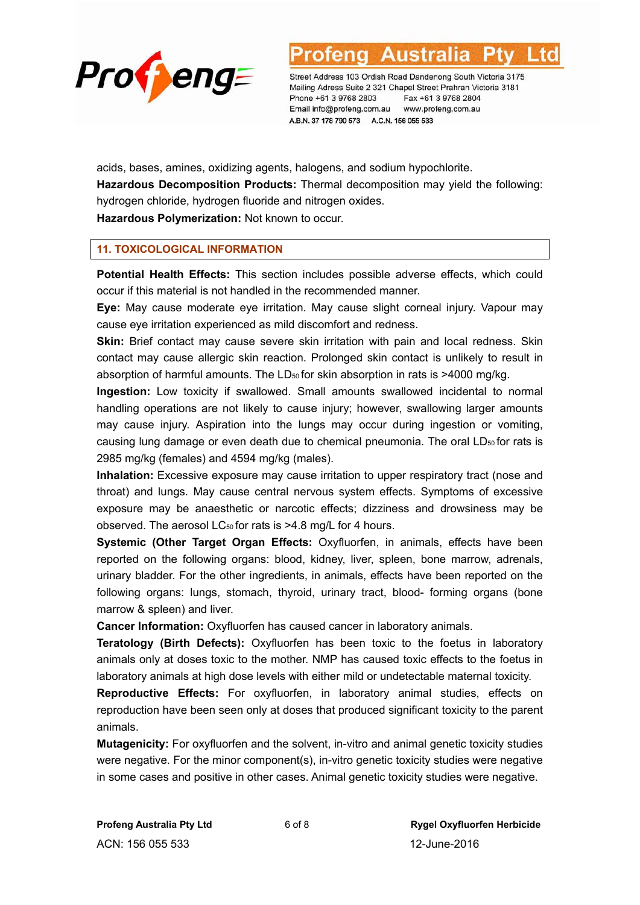acids, bases, amines, oxidizing agents, halogens, and sodium hypochlorite.

**Hazardous Decomposition Products:** Thermal decomposition may yield the following: hydrogen chloride, hydrogen fluoride and nitrogen oxides.

**Hazardous Polymerization:** Not known to occur.

## 11. TOXICOLOGICAL INFORMATION

**Potential Health Effects:** This section includes possible adverse effects, which could occur if this material is not handled in the recommended manner.

**Eye:** May cause moderate eye irritation. May cause slight corneal injury. Vapour may cause eye irritation experienced as mild discomfort and redness.

**Skin:** Brief contact may cause severe skin irritation with pain and local redness. Skin contact may cause allergic skin reaction. Prolonged skin contact is unlikely to result in absorption of harmful amounts. The $LD_{50}$ for skin absorption in rats is >4000 mg/kg.

**Ingestion:** Low toxicity if swallowed. Small amounts swallowed incidental to normal handling operations are not likely to cause injury; however, swallowing larger amounts may cause injury. Aspiration into the lungs may occur during ingestion or vomiting, causing lung damage or even death due to chemical pneumonia. The oral $LD_{50}$ for rats is 2985 mg/kg (females) and 4594 mg/kg (males).

**Inhalation:** Excessive exposure may cause irritation to upper respiratory tract (nose and throat) and lungs. May cause central nervous system effects. Symptoms of excessive exposure may be anaesthetic or narcotic effects; dizziness and drowsiness may be observed. The aerosol $LC_{50}$ for rats is >4.8 mg/L for 4 hours.

**Systemic (Other Target Organ Effects:** Oxyfluorfen, in animals, effects have been reported on the following organs: blood, kidney, liver, spleen, bone marrow, adrenals, urinary bladder. For the other ingredients, in animals, effects have been reported on the following organs: lungs, stomach, thyroid, urinary tract, blood- forming organs (bone marrow & spleen) and liver.

**Cancer Information:** Oxyfluorfen has caused cancer in laboratory animals.

**Teratology (Birth Defects):** Oxyfluorfen has been toxic to the foetus in laboratory animals only at doses toxic to the mother. NMP has caused toxic effects to the foetus in laboratory animals at high dose levels with either mild or undetectable maternal toxicity.

**Reproductive Effects:** For oxyfluorfen, in laboratory animal studies, effects on reproduction have been seen only at doses that produced significant toxicity to the parent animals.

**Mutagenicity:** For oxyfluorfen and the solvent, in-vitro and animal genetic toxicity studies were negative. For the minor component(s), in-vitro genetic toxicity studies were negative in some cases and positive in other cases. Animal genetic toxicity studies were negative.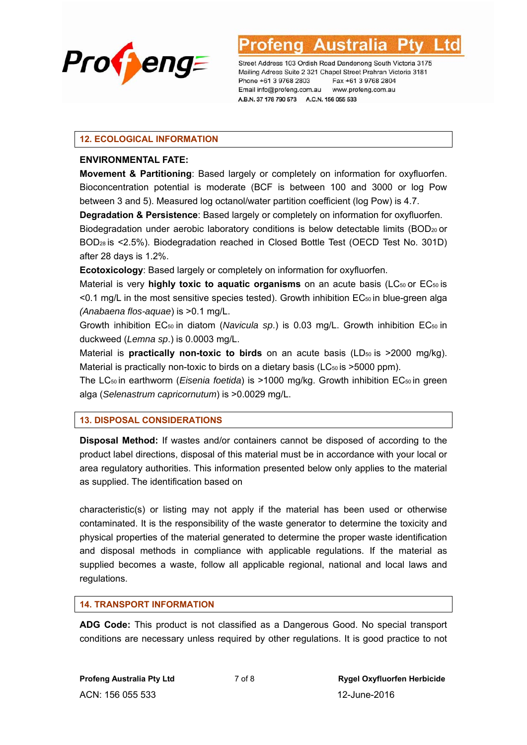## 12. ECOLOGICAL INFORMATION

**ENVIRONMENTAL FATE:**

**Movement & Partitioning**: Based largely or completely on information for oxyfluorfen. Bioconcentration potential is moderate (BCF is between 100 and 3000 or log Pow between 3 and 5). Measured log octanol/water partition coefficient (log Pow) is 4.7.

**Degradation & Persistence**: Based largely or completely on information for oxyfluorfen. Biodegradation under aerobic laboratory conditions is below detectable limits ($BOD_{20}$ or $BOD_{28}$ is <2.5%). Biodegradation reached in Closed Bottle Test (OECD Test No. 301D) after 28 days is 1.2%.

**Ecotoxicology**: Based largely or completely on information for oxyfluorfen.

Material is very **highly toxic to aquatic organisms** on an acute basis ($LC_{50}$ or $EC_{50}$ is <0.1 mg/L in the most sensitive species tested). Growth inhibition $EC_{50}$ in blue-green alga *(Anabaena flos-aquae)* is >0.1 mg/L.

Growth inhibition $EC_{50}$ in diatom (*Navicula sp.*) is 0.03 mg/L. Growth inhibition $EC_{50}$ in duckweed (*Lemna sp.*) is 0.0003 mg/L.

Material is **practically non-toxic to birds** on an acute basis ($LD_{50}$ is >2000 mg/kg). Material is practically non-toxic to birds on a dietary basis ($LC_{50}$ is >5000 ppm).

The $LC_{50}$ in earthworm (*Eisenia foetida*) is >1000 mg/kg. Growth inhibition $EC_{50}$ in green alga (*Selenastrum capricornutum*) is >0.0029 mg/L.

## 13. DISPOSAL CONSIDERATIONS

**Disposal Method:** If wastes and/or containers cannot be disposed of according to the product label directions, disposal of this material must be in accordance with your local or area regulatory authorities. This information presented below only applies to the material as supplied. The identification based on

characteristic(s) or listing may not apply if the material has been used or otherwise contaminated. It is the responsibility of the waste generator to determine the toxicity and physical properties of the material generated to determine the proper waste identification and disposal methods in compliance with applicable regulations. If the material as supplied becomes a waste, follow all applicable regional, national and local laws and regulations.

## 14. TRANSPORT INFORMATION

**ADG Code:** This product is not classified as a Dangerous Good. No special transport conditions are necessary unless required by other regulations. It is good practice to not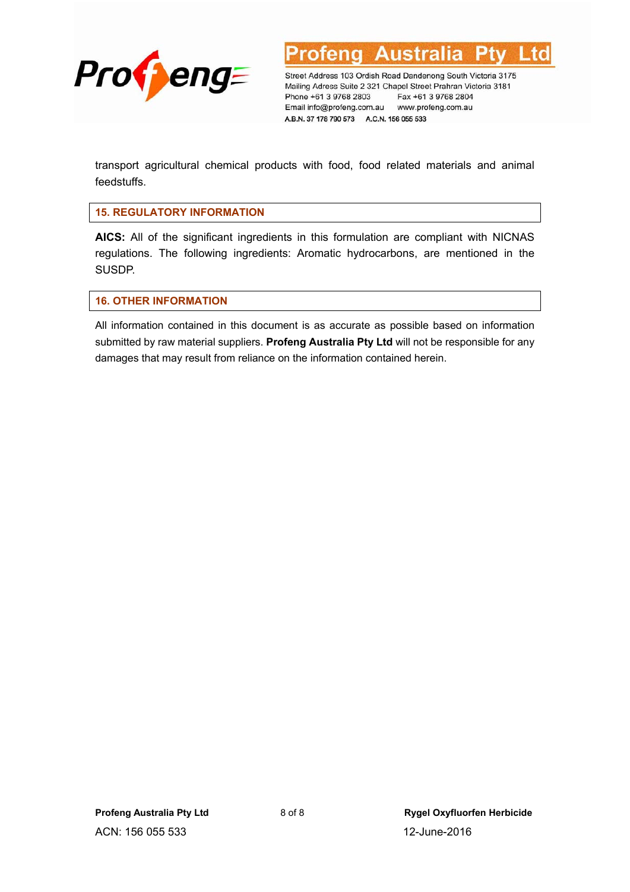transport agricultural chemical products with food, food related materials and animal feedstuffs.

## 15. REGULATORY INFORMATION

**AICS:** All of the significant ingredients in this formulation are compliant with NICNAS regulations. The following ingredients: Aromatic hydrocarbons, are mentioned in the SUSDP.

## 16. OTHER INFORMATION

All information contained in this document is as accurate as possible based on information submitted by raw material suppliers. **Profeng Australia Pty Ltd** will not be responsible for any damages that may result from reliance on the information contained herein.